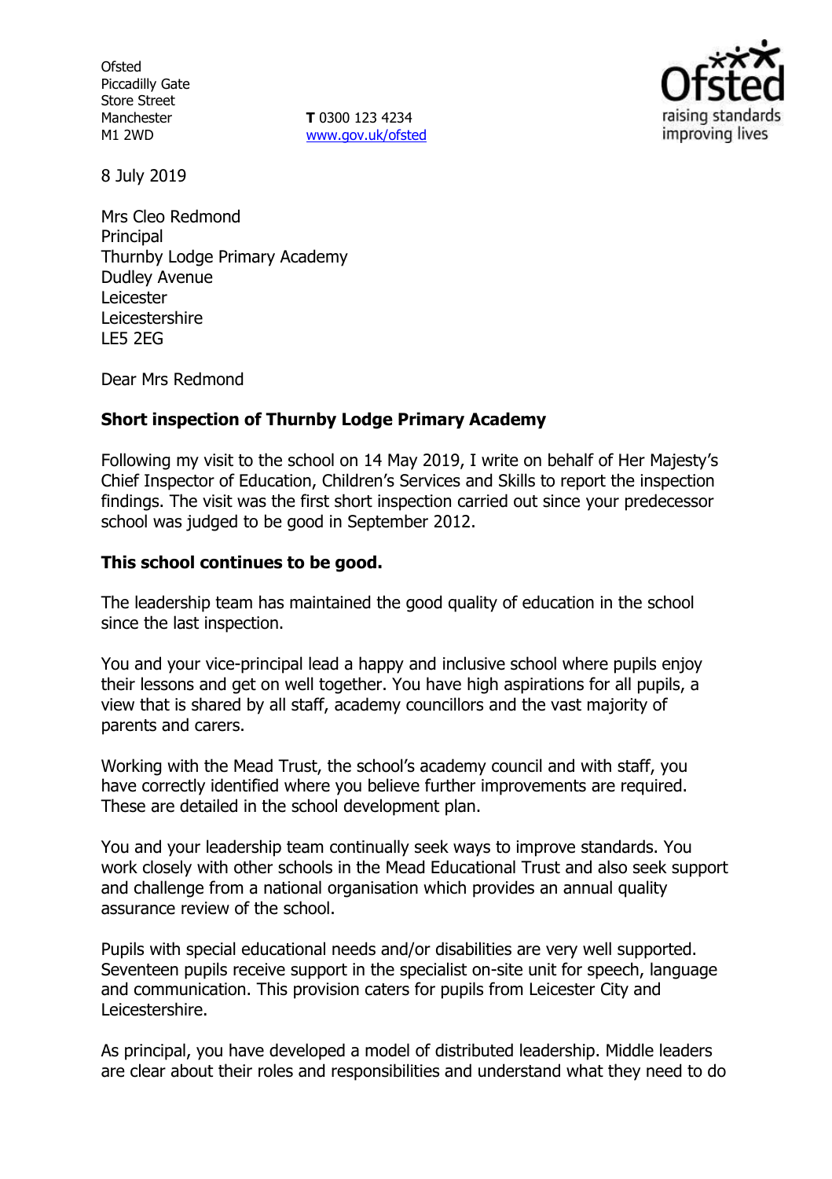Ofsted
Piccadilly Gate
Store Street
Manchester
M1 2WD

**T** 0300 123 4234
www.gov.uk/ofsted

8 July 2019

Mrs Cleo Redmond
Principal
Thurnby Lodge Primary Academy
Dudley Avenue
Leicester
Leicestershire
LE5 2EG

Dear Mrs Redmond

**Short inspection of Thurnby Lodge Primary Academy**

Following my visit to the school on 14 May 2019, I write on behalf of Her Majesty's Chief Inspector of Education, Children's Services and Skills to report the inspection findings. The visit was the first short inspection carried out since your predecessor school was judged to be good in September 2012.

**This school continues to be good.**

The leadership team has maintained the good quality of education in the school since the last inspection.

You and your vice-principal lead a happy and inclusive school where pupils enjoy their lessons and get on well together. You have high aspirations for all pupils, a view that is shared by all staff, academy councillors and the vast majority of parents and carers.

Working with the Mead Trust, the school's academy council and with staff, you have correctly identified where you believe further improvements are required. These are detailed in the school development plan.

You and your leadership team continually seek ways to improve standards. You work closely with other schools in the Mead Educational Trust and also seek support and challenge from a national organisation which provides an annual quality assurance review of the school.

Pupils with special educational needs and/or disabilities are very well supported. Seventeen pupils receive support in the specialist on-site unit for speech, language and communication. This provision caters for pupils from Leicester City and Leicestershire.

As principal, you have developed a model of distributed leadership. Middle leaders are clear about their roles and responsibilities and understand what they need to do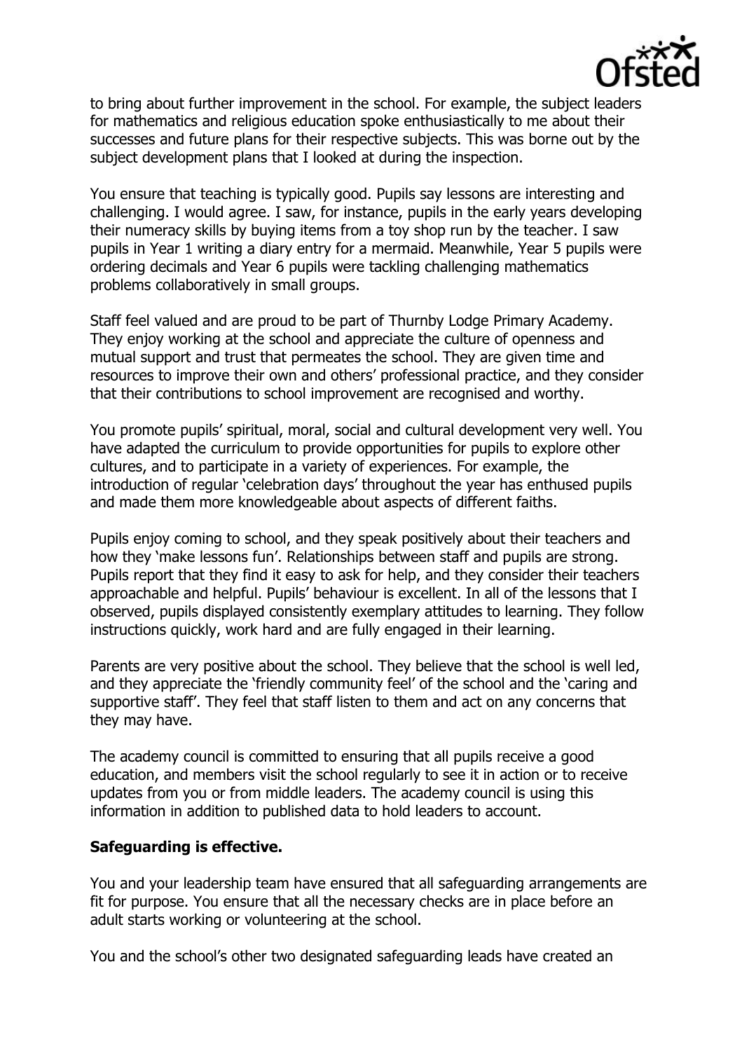to bring about further improvement in the school. For example, the subject leaders for mathematics and religious education spoke enthusiastically to me about their successes and future plans for their respective subjects. This was borne out by the subject development plans that I looked at during the inspection.

You ensure that teaching is typically good. Pupils say lessons are interesting and challenging. I would agree. I saw, for instance, pupils in the early years developing their numeracy skills by buying items from a toy shop run by the teacher. I saw pupils in Year 1 writing a diary entry for a mermaid. Meanwhile, Year 5 pupils were ordering decimals and Year 6 pupils were tackling challenging mathematics problems collaboratively in small groups.

Staff feel valued and are proud to be part of Thurnby Lodge Primary Academy. They enjoy working at the school and appreciate the culture of openness and mutual support and trust that permeates the school. They are given time and resources to improve their own and others' professional practice, and they consider that their contributions to school improvement are recognised and worthy.

You promote pupils' spiritual, moral, social and cultural development very well. You have adapted the curriculum to provide opportunities for pupils to explore other cultures, and to participate in a variety of experiences. For example, the introduction of regular 'celebration days' throughout the year has enthused pupils and made them more knowledgeable about aspects of different faiths.

Pupils enjoy coming to school, and they speak positively about their teachers and how they 'make lessons fun'. Relationships between staff and pupils are strong. Pupils report that they find it easy to ask for help, and they consider their teachers approachable and helpful. Pupils' behaviour is excellent. In all of the lessons that I observed, pupils displayed consistently exemplary attitudes to learning. They follow instructions quickly, work hard and are fully engaged in their learning.

Parents are very positive about the school. They believe that the school is well led, and they appreciate the 'friendly community feel' of the school and the 'caring and supportive staff'. They feel that staff listen to them and act on any concerns that they may have.

The academy council is committed to ensuring that all pupils receive a good education, and members visit the school regularly to see it in action or to receive updates from you or from middle leaders. The academy council is using this information in addition to published data to hold leaders to account.

**Safeguarding is effective.**

You and your leadership team have ensured that all safeguarding arrangements are fit for purpose. You ensure that all the necessary checks are in place before an adult starts working or volunteering at the school.

You and the school's other two designated safeguarding leads have created an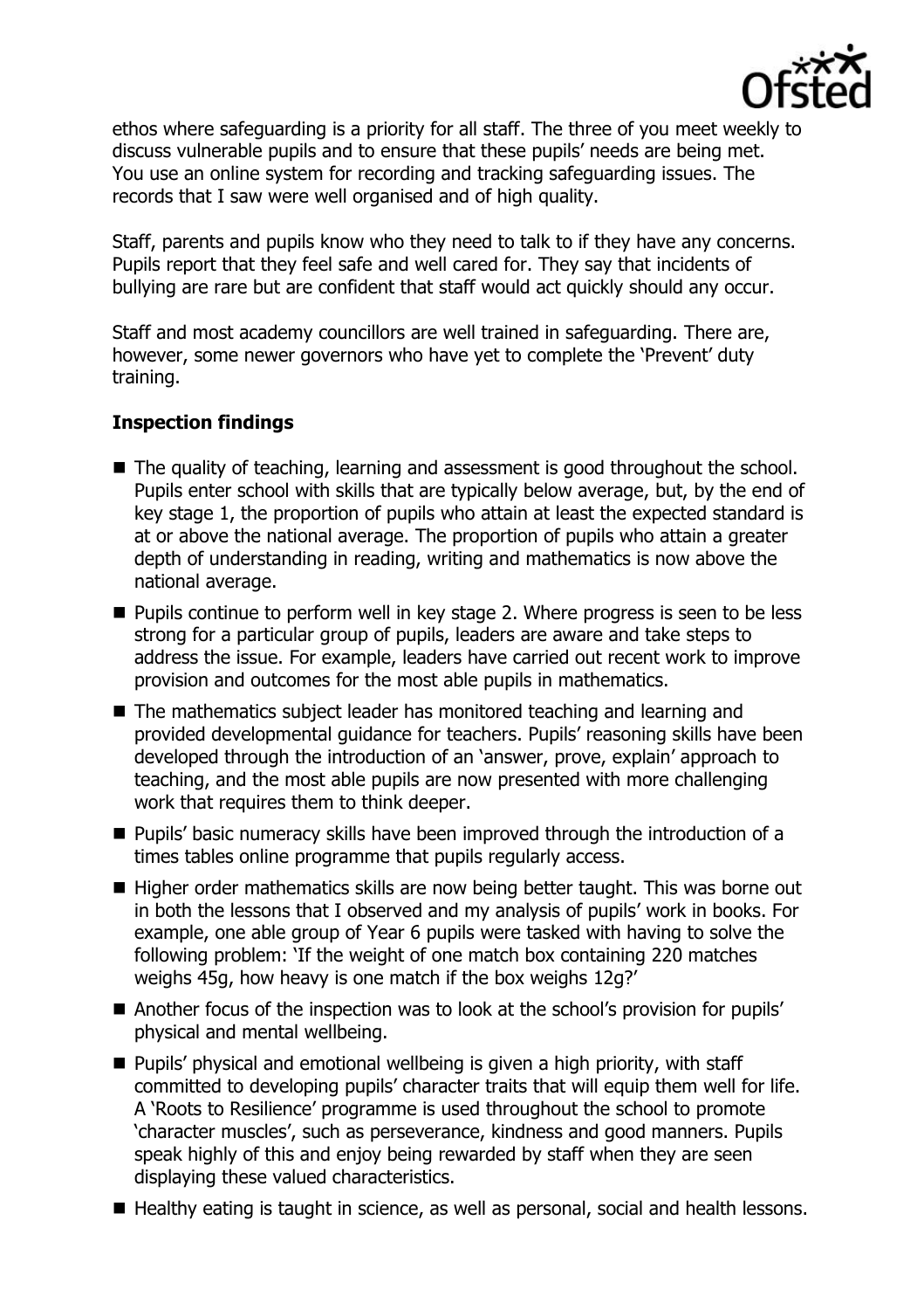ethos where safeguarding is a priority for all staff. The three of you meet weekly to discuss vulnerable pupils and to ensure that these pupils' needs are being met. You use an online system for recording and tracking safeguarding issues. The records that I saw were well organised and of high quality.

Staff, parents and pupils know who they need to talk to if they have any concerns. Pupils report that they feel safe and well cared for. They say that incidents of bullying are rare but are confident that staff would act quickly should any occur.

Staff and most academy councillors are well trained in safeguarding. There are, however, some newer governors who have yet to complete the 'Prevent' duty training.

## Inspection findings

- The quality of teaching, learning and assessment is good throughout the school. Pupils enter school with skills that are typically below average, but, by the end of key stage 1, the proportion of pupils who attain at least the expected standard is at or above the national average. The proportion of pupils who attain a greater depth of understanding in reading, writing and mathematics is now above the national average.
- Pupils continue to perform well in key stage 2. Where progress is seen to be less strong for a particular group of pupils, leaders are aware and take steps to address the issue. For example, leaders have carried out recent work to improve provision and outcomes for the most able pupils in mathematics.
- The mathematics subject leader has monitored teaching and learning and provided developmental guidance for teachers. Pupils' reasoning skills have been developed through the introduction of an 'answer, prove, explain' approach to teaching, and the most able pupils are now presented with more challenging work that requires them to think deeper.
- Pupils' basic numeracy skills have been improved through the introduction of a times tables online programme that pupils regularly access.
- Higher order mathematics skills are now being better taught. This was borne out in both the lessons that I observed and my analysis of pupils' work in books. For example, one able group of Year 6 pupils were tasked with having to solve the following problem: 'If the weight of one match box containing 220 matches weighs 45g, how heavy is one match if the box weighs 12g?'
- Another focus of the inspection was to look at the school's provision for pupils' physical and mental wellbeing.
- Pupils' physical and emotional wellbeing is given a high priority, with staff committed to developing pupils' character traits that will equip them well for life. A 'Roots to Resilience' programme is used throughout the school to promote 'character muscles', such as perseverance, kindness and good manners. Pupils speak highly of this and enjoy being rewarded by staff when they are seen displaying these valued characteristics.
- Healthy eating is taught in science, as well as personal, social and health lessons.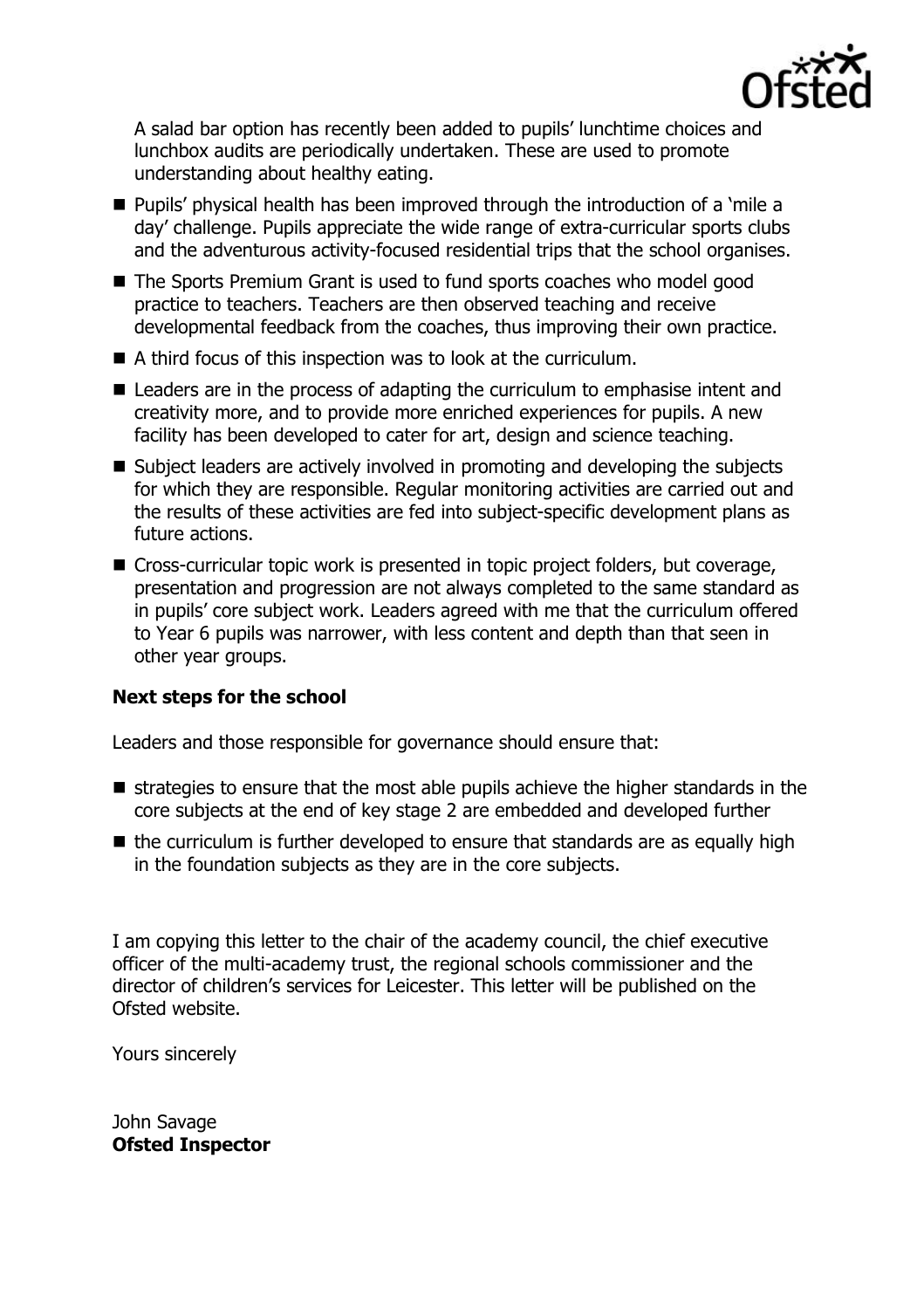A salad bar option has recently been added to pupils' lunchtime choices and lunchbox audits are periodically undertaken. These are used to promote understanding about healthy eating.

- Pupils' physical health has been improved through the introduction of a 'mile a day' challenge. Pupils appreciate the wide range of extra-curricular sports clubs and the adventurous activity-focused residential trips that the school organises.
- The Sports Premium Grant is used to fund sports coaches who model good practice to teachers. Teachers are then observed teaching and receive developmental feedback from the coaches, thus improving their own practice.
- A third focus of this inspection was to look at the curriculum.
- Leaders are in the process of adapting the curriculum to emphasise intent and creativity more, and to provide more enriched experiences for pupils. A new facility has been developed to cater for art, design and science teaching.
- Subject leaders are actively involved in promoting and developing the subjects for which they are responsible. Regular monitoring activities are carried out and the results of these activities are fed into subject-specific development plans as future actions.
- Cross-curricular topic work is presented in topic project folders, but coverage, presentation and progression are not always completed to the same standard as in pupils' core subject work. Leaders agreed with me that the curriculum offered to Year 6 pupils was narrower, with less content and depth than that seen in other year groups.

**Next steps for the school**

Leaders and those responsible for governance should ensure that:

- strategies to ensure that the most able pupils achieve the higher standards in the core subjects at the end of key stage 2 are embedded and developed further
- the curriculum is further developed to ensure that standards are as equally high in the foundation subjects as they are in the core subjects.

I am copying this letter to the chair of the academy council, the chief executive officer of the multi-academy trust, the regional schools commissioner and the director of children's services for Leicester. This letter will be published on the Ofsted website.

Yours sincerely

John Savage
**Ofsted Inspector**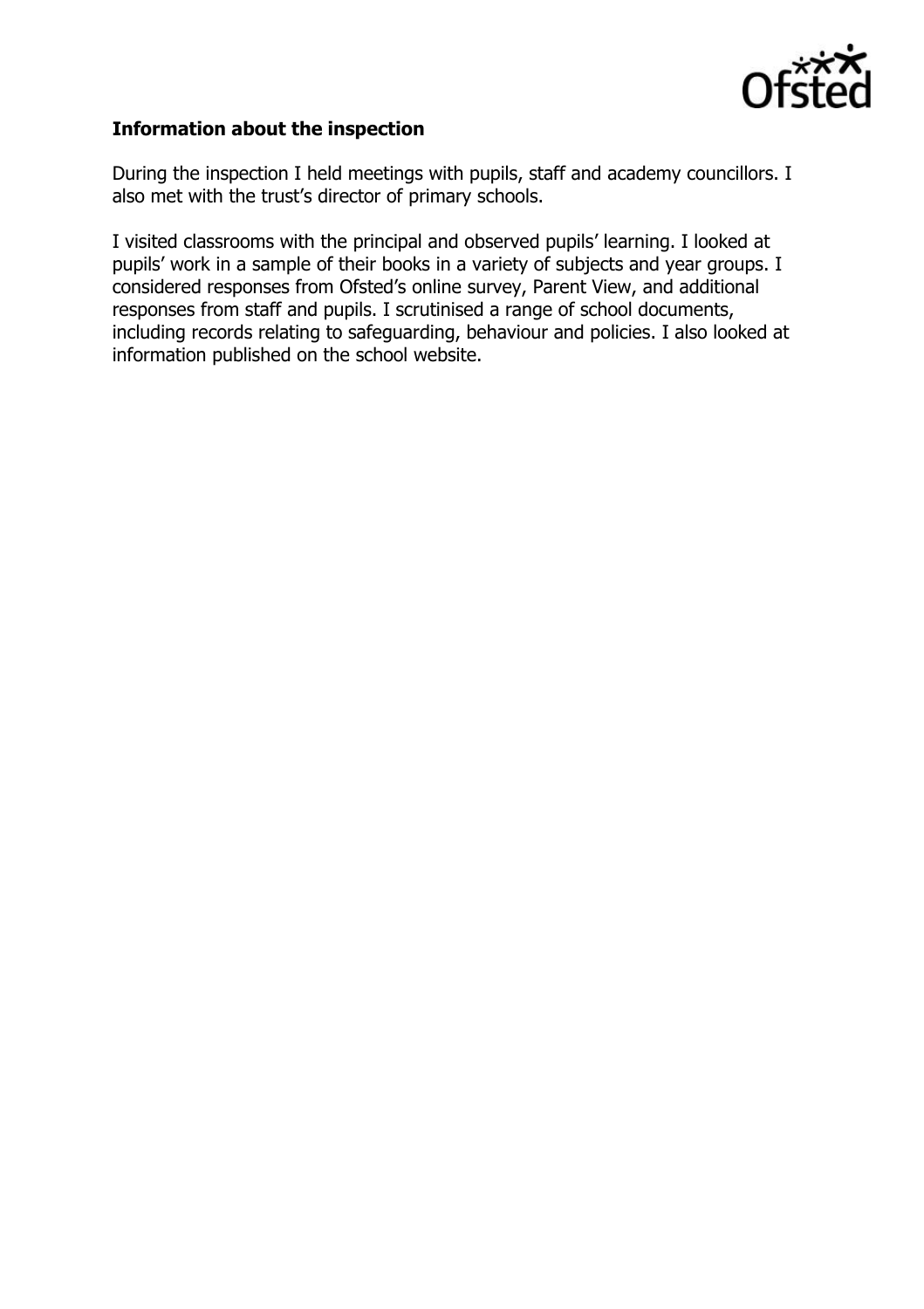**Information about the inspection**

During the inspection I held meetings with pupils, staff and academy councillors. I also met with the trust's director of primary schools.

I visited classrooms with the principal and observed pupils' learning. I looked at pupils' work in a sample of their books in a variety of subjects and year groups. I considered responses from Ofsted's online survey, Parent View, and additional responses from staff and pupils. I scrutinised a range of school documents, including records relating to safeguarding, behaviour and policies. I also looked at information published on the school website.